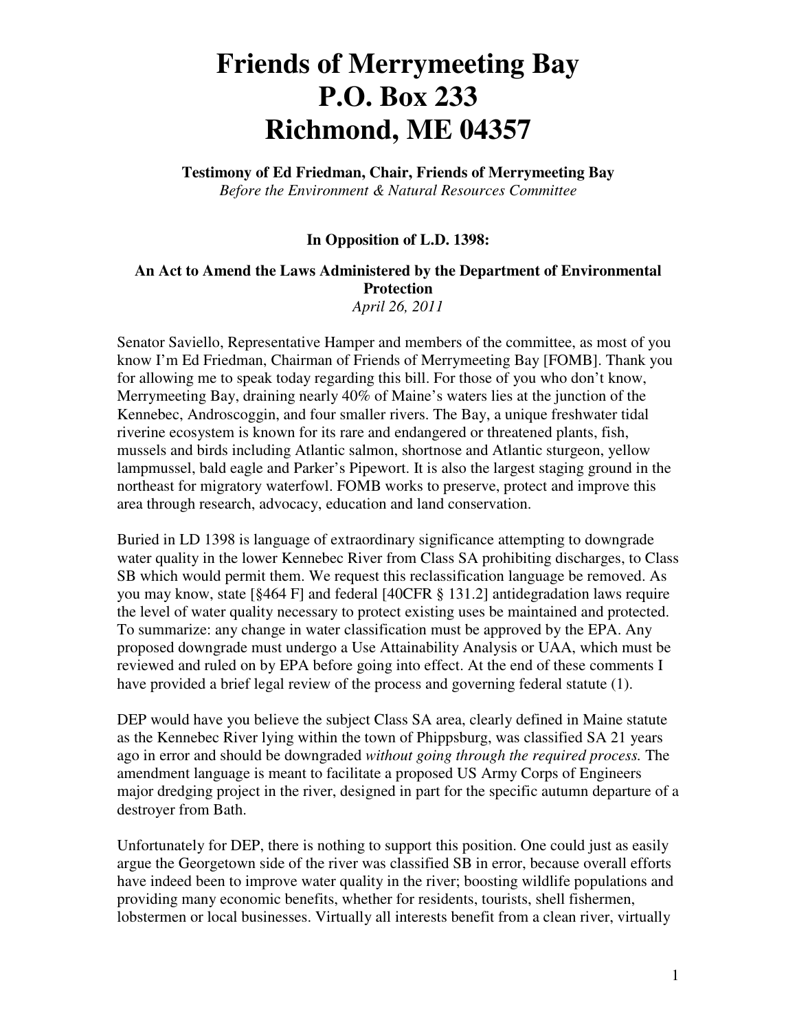# Friends of Merrymeeting Bay
# P.O. Box 233
# Richmond, ME 04357

**Testimony of Ed Friedman, Chair, Friends of Merrymeeting Bay**
*Before the Environment & Natural Resources Committee*

**In Opposition of L.D. 1398:**

**An Act to Amend the Laws Administered by the Department of Environmental Protection**
*April 26, 2011*

Senator Saviello, Representative Hamper and members of the committee, as most of you know I'm Ed Friedman, Chairman of Friends of Merrymeeting Bay [FOMB]. Thank you for allowing me to speak today regarding this bill. For those of you who don't know, Merrymeeting Bay, draining nearly 40% of Maine's waters lies at the junction of the Kennebec, Androscoggin, and four smaller rivers. The Bay, a unique freshwater tidal riverine ecosystem is known for its rare and endangered or threatened plants, fish, mussels and birds including Atlantic salmon, shortnose and Atlantic sturgeon, yellow lampmussel, bald eagle and Parker's Pipewort. It is also the largest staging ground in the northeast for migratory waterfowl. FOMB works to preserve, protect and improve this area through research, advocacy, education and land conservation.

Buried in LD 1398 is language of extraordinary significance attempting to downgrade water quality in the lower Kennebec River from Class SA prohibiting discharges, to Class SB which would permit them. We request this reclassification language be removed. As you may know, state [§464 F] and federal [40CFR § 131.2] antidegradation laws require the level of water quality necessary to protect existing uses be maintained and protected. To summarize: any change in water classification must be approved by the EPA. Any proposed downgrade must undergo a Use Attainability Analysis or UAA, which must be reviewed and ruled on by EPA before going into effect. At the end of these comments I have provided a brief legal review of the process and governing federal statute (1).

DEP would have you believe the subject Class SA area, clearly defined in Maine statute as the Kennebec River lying within the town of Phippsburg, was classified SA 21 years ago in error and should be downgraded *without going through the required process.* The amendment language is meant to facilitate a proposed US Army Corps of Engineers major dredging project in the river, designed in part for the specific autumn departure of a destroyer from Bath.

Unfortunately for DEP, there is nothing to support this position. One could just as easily argue the Georgetown side of the river was classified SB in error, because overall efforts have indeed been to improve water quality in the river; boosting wildlife populations and providing many economic benefits, whether for residents, tourists, shell fishermen, lobstermen or local businesses. Virtually all interests benefit from a clean river, virtually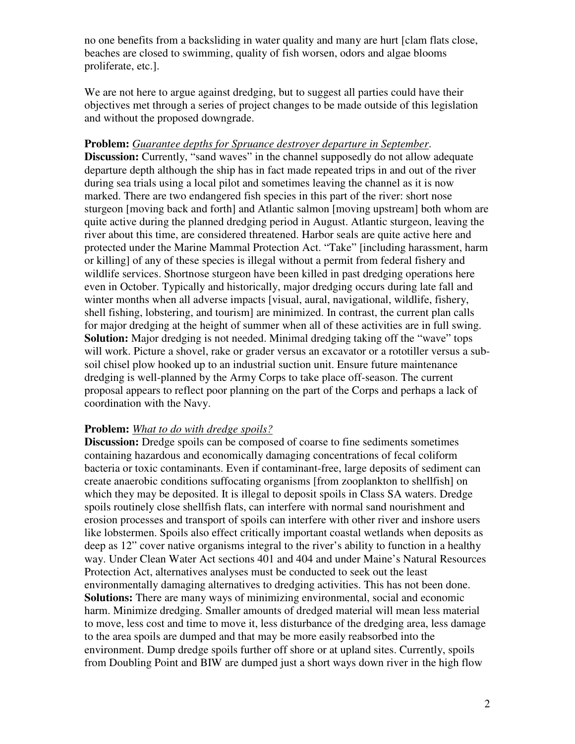no one benefits from a backsliding in water quality and many are hurt [clam flats close, beaches are closed to swimming, quality of fish worsen, odors and algae blooms proliferate, etc.].

We are not here to argue against dredging, but to suggest all parties could have their objectives met through a series of project changes to be made outside of this legislation and without the proposed downgrade.

**Problem:** *Guarantee depths for Spruance destroyer departure in September*.
**Discussion:** Currently, "sand waves" in the channel supposedly do not allow adequate departure depth although the ship has in fact made repeated trips in and out of the river during sea trials using a local pilot and sometimes leaving the channel as it is now marked. There are two endangered fish species in this part of the river: short nose sturgeon [moving back and forth] and Atlantic salmon [moving upstream] both whom are quite active during the planned dredging period in August. Atlantic sturgeon, leaving the river about this time, are considered threatened. Harbor seals are quite active here and protected under the Marine Mammal Protection Act. "Take" [including harassment, harm or killing] of any of these species is illegal without a permit from federal fishery and wildlife services. Shortnose sturgeon have been killed in past dredging operations here even in October. Typically and historically, major dredging occurs during late fall and winter months when all adverse impacts [visual, aural, navigational, wildlife, fishery, shell fishing, lobstering, and tourism] are minimized. In contrast, the current plan calls for major dredging at the height of summer when all of these activities are in full swing.
**Solution:** Major dredging is not needed. Minimal dredging taking off the "wave" tops will work. Picture a shovel, rake or grader versus an excavator or a rototiller versus a sub-soil chisel plow hooked up to an industrial suction unit. Ensure future maintenance dredging is well-planned by the Army Corps to take place off-season. The current proposal appears to reflect poor planning on the part of the Corps and perhaps a lack of coordination with the Navy.

**Problem:** *What to do with dredge spoils?*
**Discussion:** Dredge spoils can be composed of coarse to fine sediments sometimes containing hazardous and economically damaging concentrations of fecal coliform bacteria or toxic contaminants. Even if contaminant-free, large deposits of sediment can create anaerobic conditions suffocating organisms [from zooplankton to shellfish] on which they may be deposited. It is illegal to deposit spoils in Class SA waters. Dredge spoils routinely close shellfish flats, can interfere with normal sand nourishment and erosion processes and transport of spoils can interfere with other river and inshore users like lobstermen. Spoils also effect critically important coastal wetlands when deposits as deep as 12" cover native organisms integral to the river's ability to function in a healthy way. Under Clean Water Act sections 401 and 404 and under Maine's Natural Resources Protection Act, alternatives analyses must be conducted to seek out the least environmentally damaging alternatives to dredging activities. This has not been done.
**Solutions:** There are many ways of minimizing environmental, social and economic harm. Minimize dredging. Smaller amounts of dredged material will mean less material to move, less cost and time to move it, less disturbance of the dredging area, less damage to the area spoils are dumped and that may be more easily reabsorbed into the environment. Dump dredge spoils further off shore or at upland sites. Currently, spoils from Doubling Point and BIW are dumped just a short ways down river in the high flow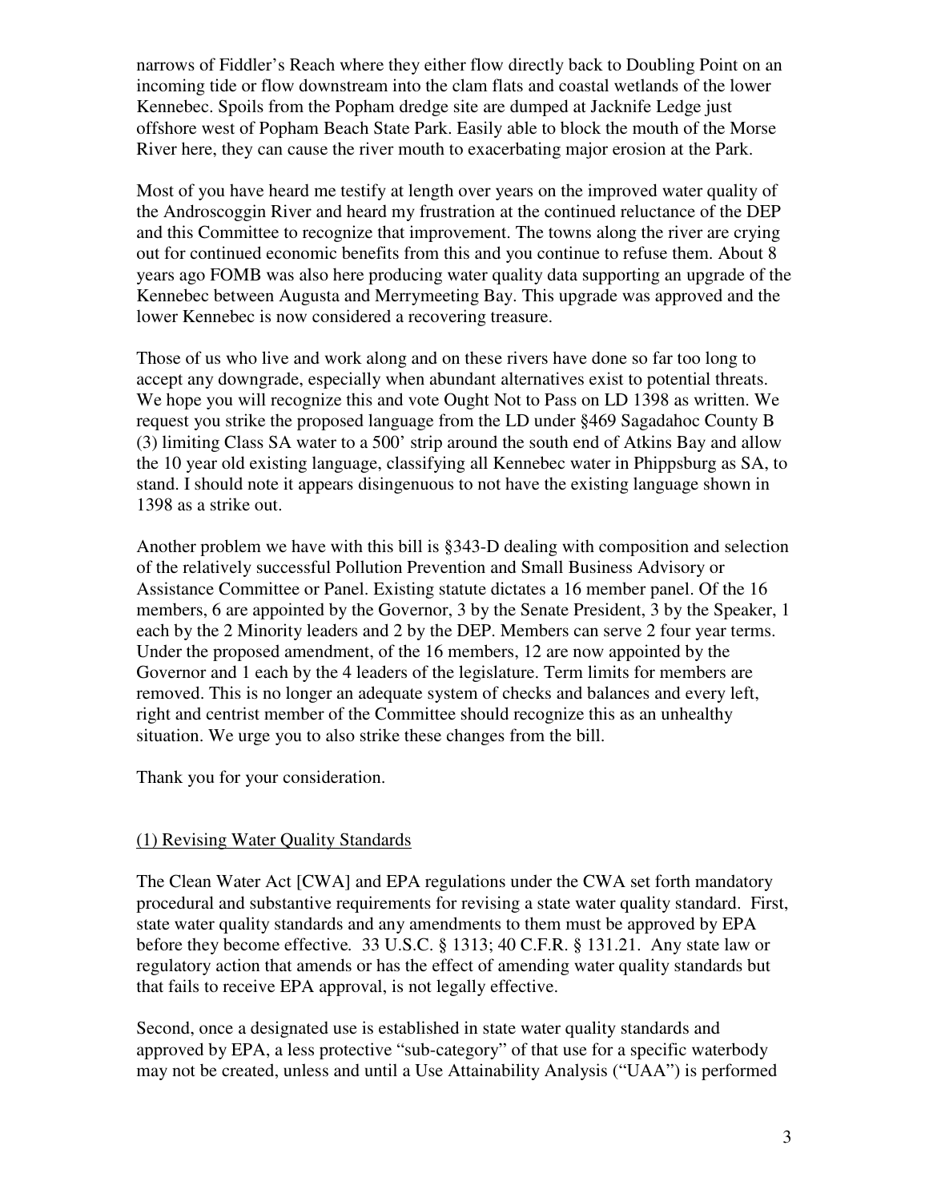narrows of Fiddler's Reach where they either flow directly back to Doubling Point on an incoming tide or flow downstream into the clam flats and coastal wetlands of the lower Kennebec. Spoils from the Popham dredge site are dumped at Jacknife Ledge just offshore west of Popham Beach State Park. Easily able to block the mouth of the Morse River here, they can cause the river mouth to exacerbating major erosion at the Park.

Most of you have heard me testify at length over years on the improved water quality of the Androscoggin River and heard my frustration at the continued reluctance of the DEP and this Committee to recognize that improvement. The towns along the river are crying out for continued economic benefits from this and you continue to refuse them. About 8 years ago FOMB was also here producing water quality data supporting an upgrade of the Kennebec between Augusta and Merrymeeting Bay. This upgrade was approved and the lower Kennebec is now considered a recovering treasure.

Those of us who live and work along and on these rivers have done so far too long to accept any downgrade, especially when abundant alternatives exist to potential threats. We hope you will recognize this and vote Ought Not to Pass on LD 1398 as written. We request you strike the proposed language from the LD under §469 Sagadahoc County B (3) limiting Class SA water to a 500' strip around the south end of Atkins Bay and allow the 10 year old existing language, classifying all Kennebec water in Phippsburg as SA, to stand. I should note it appears disingenuous to not have the existing language shown in 1398 as a strike out.

Another problem we have with this bill is §343-D dealing with composition and selection of the relatively successful Pollution Prevention and Small Business Advisory or Assistance Committee or Panel. Existing statute dictates a 16 member panel. Of the 16 members, 6 are appointed by the Governor, 3 by the Senate President, 3 by the Speaker, 1 each by the 2 Minority leaders and 2 by the DEP. Members can serve 2 four year terms. Under the proposed amendment, of the 16 members, 12 are now appointed by the Governor and 1 each by the 4 leaders of the legislature. Term limits for members are removed. This is no longer an adequate system of checks and balances and every left, right and centrist member of the Committee should recognize this as an unhealthy situation. We urge you to also strike these changes from the bill.

Thank you for your consideration.

<u>(1) Revising Water Quality Standards</u>

The Clean Water Act [CWA] and EPA regulations under the CWA set forth mandatory procedural and substantive requirements for revising a state water quality standard. First, state water quality standards and any amendments to them must be approved by EPA before they become effective*.* 33 U.S.C. § 1313; 40 C.F.R. § 131.21. Any state law or regulatory action that amends or has the effect of amending water quality standards but that fails to receive EPA approval, is not legally effective.

Second, once a designated use is established in state water quality standards and approved by EPA, a less protective "sub-category" of that use for a specific waterbody may not be created, unless and until a Use Attainability Analysis ("UAA") is performed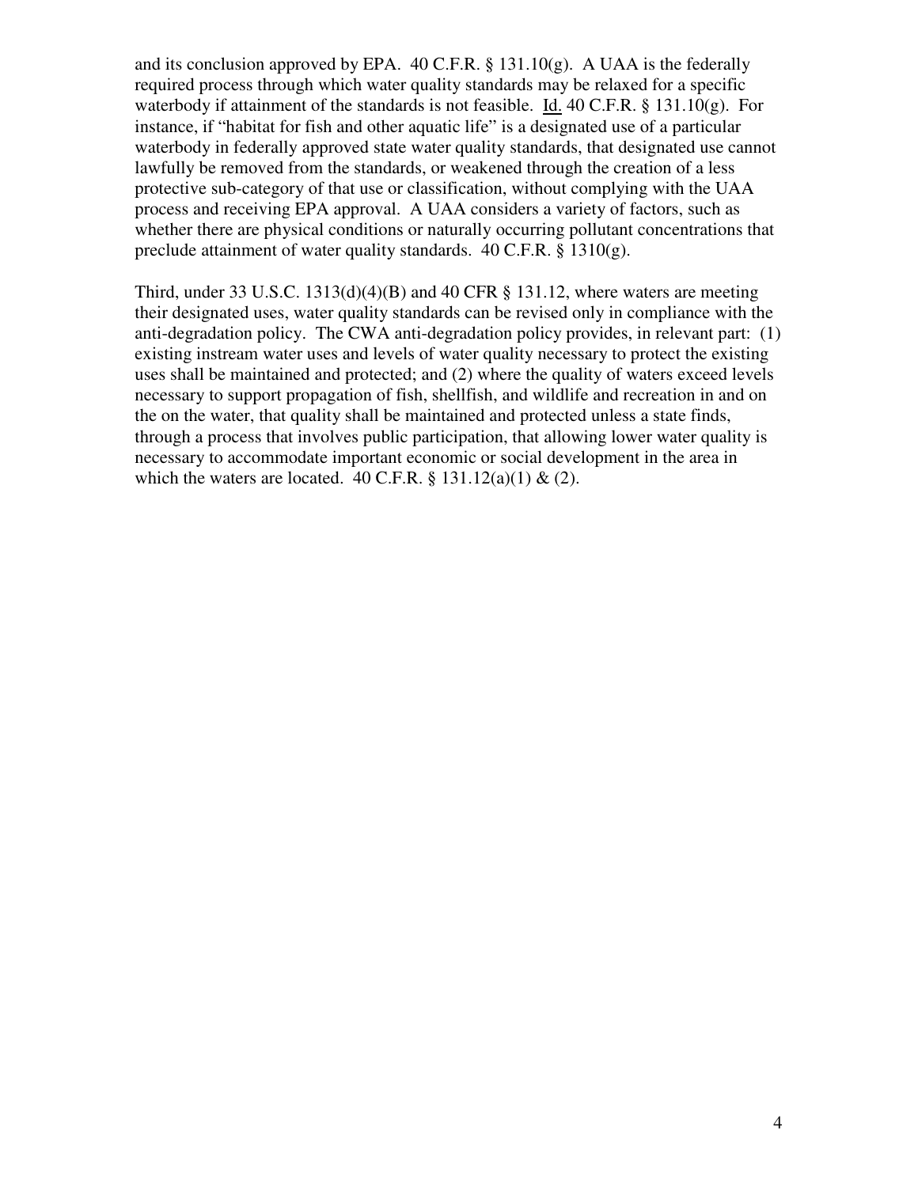and its conclusion approved by EPA. 40 C.F.R. § 131.10(g). A UAA is the federally required process through which water quality standards may be relaxed for a specific waterbody if attainment of the standards is not feasible. Id. 40 C.F.R. § 131.10(g). For instance, if "habitat for fish and other aquatic life" is a designated use of a particular waterbody in federally approved state water quality standards, that designated use cannot lawfully be removed from the standards, or weakened through the creation of a less protective sub-category of that use or classification, without complying with the UAA process and receiving EPA approval. A UAA considers a variety of factors, such as whether there are physical conditions or naturally occurring pollutant concentrations that preclude attainment of water quality standards. 40 C.F.R. § 1310(g).

Third, under 33 U.S.C. 1313(d)(4)(B) and 40 CFR § 131.12, where waters are meeting their designated uses, water quality standards can be revised only in compliance with the anti-degradation policy. The CWA anti-degradation policy provides, in relevant part: (1) existing instream water uses and levels of water quality necessary to protect the existing uses shall be maintained and protected; and (2) where the quality of waters exceed levels necessary to support propagation of fish, shellfish, and wildlife and recreation in and on the on the water, that quality shall be maintained and protected unless a state finds, through a process that involves public participation, that allowing lower water quality is necessary to accommodate important economic or social development in the area in which the waters are located. 40 C.F.R. § 131.12(a)(1) & (2).